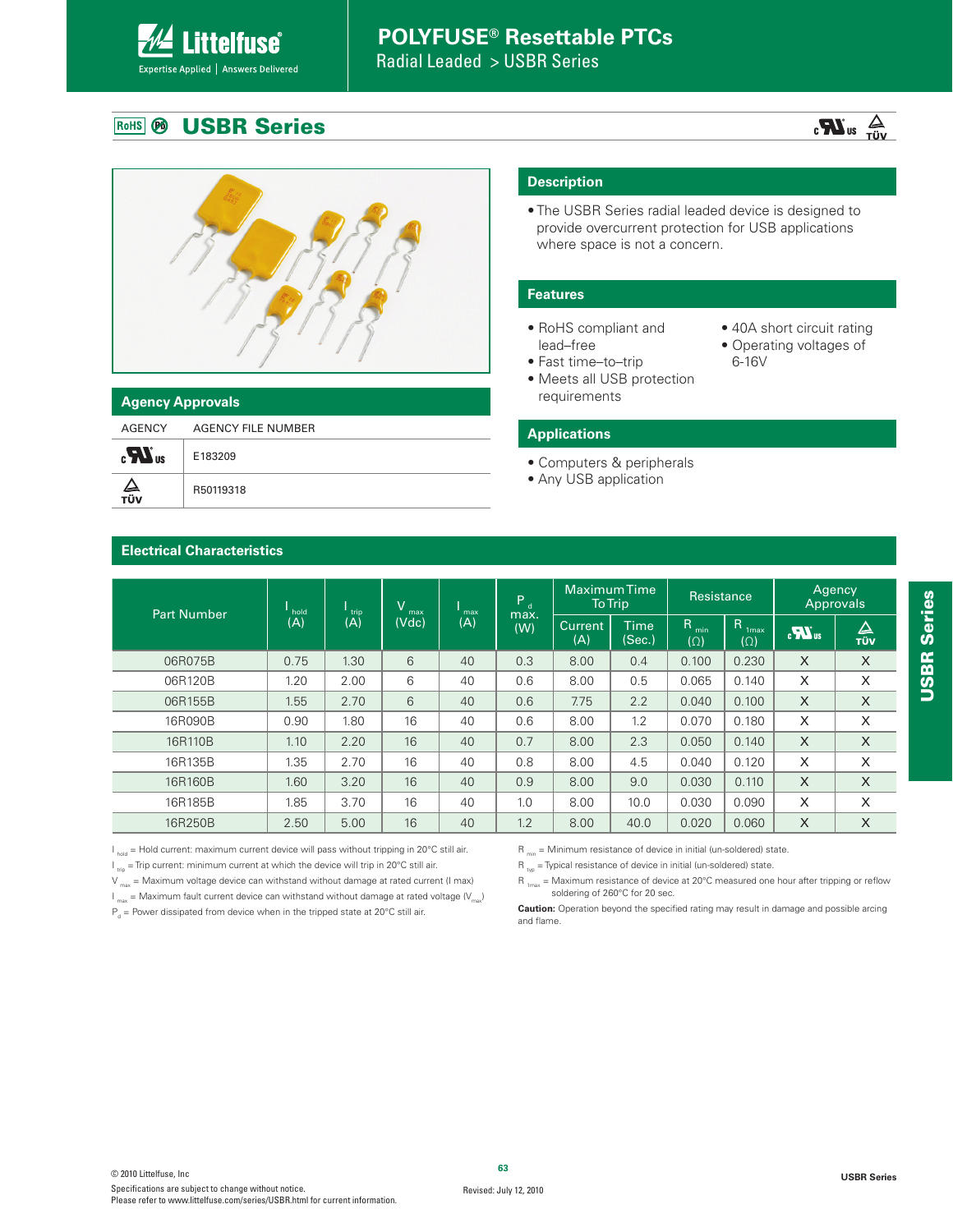# POLYFUSE® Resettable PTCs

Radial Leaded > USBR Series

## USBR Series

### Agency Approvals

| AGENCY | AGENCY FILE NUMBER |
|---|---|
| cULus | E183209 |
| TÜV | R50119318 |

### Description

- The USBR Series radial leaded device is designed to provide overcurrent protection for USB applications where space is not a concern.

### Features

- RoHS compliant and lead–free
- Fast time–to–trip
- Meets all USB protection requirements
- 40A short circuit rating
- Operating voltages of 6-16V

### Applications

- Computers & peripherals
- Any USB application

### Electrical Characteristics

| Part Number | $I_{hold}$ (A) | $I_{trip}$ (A) | $V_{max}$ (Vdc) | $I_{max}$ (A) | $P_d$ max. (W) | Maximum Time To Trip | | Resistance | | Agency Approvals | |
|---|---|---|---|---|---|---|---|---|---|---|---|
| | | | | | | Current (A) | Time (Sec.) | $R_{min}$ (Ω) | $R_{1max}$ (Ω) | cULus | TÜV |
| 06R075B | 0.75 | 1.30 | 6 | 40 | 0.3 | 8.00 | 0.4 | 0.100 | 0.230 | X | X |
| 06R120B | 1.20 | 2.00 | 6 | 40 | 0.6 | 8.00 | 0.5 | 0.065 | 0.140 | X | X |
| 06R155B | 1.55 | 2.70 | 6 | 40 | 0.6 | 7.75 | 2.2 | 0.040 | 0.100 | X | X |
| 16R090B | 0.90 | 1.80 | 16 | 40 | 0.6 | 8.00 | 1.2 | 0.070 | 0.180 | X | X |
| 16R110B | 1.10 | 2.20 | 16 | 40 | 0.7 | 8.00 | 2.3 | 0.050 | 0.140 | X | X |
| 16R135B | 1.35 | 2.70 | 16 | 40 | 0.8 | 8.00 | 4.5 | 0.040 | 0.120 | X | X |
| 16R160B | 1.60 | 3.20 | 16 | 40 | 0.9 | 8.00 | 9.0 | 0.030 | 0.110 | X | X |
| 16R185B | 1.85 | 3.70 | 16 | 40 | 1.0 | 8.00 | 10.0 | 0.030 | 0.090 | X | X |
| 16R250B | 2.50 | 5.00 | 16 | 40 | 1.2 | 8.00 | 40.0 | 0.020 | 0.060 | X | X |

$I_{hold}$ = Hold current: maximum current device will pass without tripping in 20°C still air.

$I_{trip}$ = Trip current: minimum current at which the device will trip in 20°C still air.

$V_{max}$ = Maximum voltage device can withstand without damage at rated current (I max)

$I_{max}$ = Maximum fault current device can withstand without damage at rated voltage ($V_{max}$)

$P_d$ = Power dissipated from device when in the tripped state at 20°C still air.

$R_{min}$ = Minimum resistance of device in initial (un-soldered) state.

$R_{typ}$ = Typical resistance of device in initial (un-soldered) state.

$R_{1max}$ = Maximum resistance of device at 20°C measured one hour after tripping or reflow soldering of 260°C for 20 sec.

**Caution:** Operation beyond the specified rating may result in damage and possible arcing and flame.

© 2010 Littelfuse, Inc
Specifications are subject to change without notice.
Please refer to www.littelfuse.com/series/USBR.html for current information.

Revised: July 12, 2010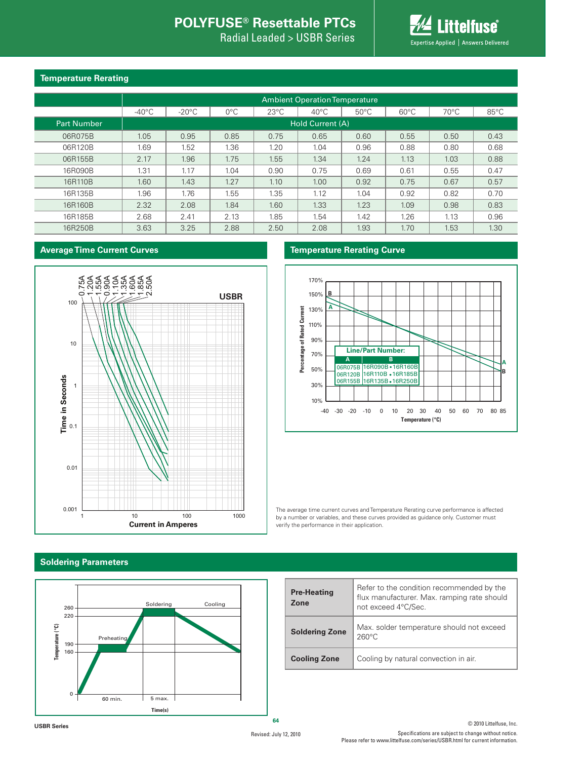## Temperature Rerating

| | Ambient Operation Temperature | | | | | | | | |
|---|---|---|---|---|---|---|---|---|---|
| | -40°C | -20°C | 0°C | 23°C | 40°C | 50°C | 60°C | 70°C | 85°C |
| Part Number | Hold Current (A) | | | | | | | | |
| 06R075B | 1.05 | 0.95 | 0.85 | 0.75 | 0.65 | 0.60 | 0.55 | 0.50 | 0.43 |
| 06R120B | 1.69 | 1.52 | 1.36 | 1.20 | 1.04 | 0.96 | 0.88 | 0.80 | 0.68 |
| 06R155B | 2.17 | 1.96 | 1.75 | 1.55 | 1.34 | 1.24 | 1.13 | 1.03 | 0.88 |
| 16R090B | 1.31 | 1.17 | 1.04 | 0.90 | 0.75 | 0.69 | 0.61 | 0.55 | 0.47 |
| 16R110B | 1.60 | 1.43 | 1.27 | 1.10 | 1.00 | 0.92 | 0.75 | 0.67 | 0.57 |
| 16R135B | 1.96 | 1.76 | 1.55 | 1.35 | 1.12 | 1.04 | 0.92 | 0.82 | 0.70 |
| 16R160B | 2.32 | 2.08 | 1.84 | 1.60 | 1.33 | 1.23 | 1.09 | 0.98 | 0.83 |
| 16R185B | 2.68 | 2.41 | 2.13 | 1.85 | 1.54 | 1.42 | 1.26 | 1.13 | 0.96 |
| 16R250B | 3.63 | 3.25 | 2.88 | 2.50 | 2.08 | 1.93 | 1.70 | 1.53 | 1.30 |

## Average Time Current Curves

## Temperature Rerating Curve

| Line/Part Number: | |
|---|---|
| A | B |
| 06R075B | 16R090B • 16R160B |
| 06R120B | 16R110B • 16R185B |
| 06R155B | 16R135B • 16R250B |

The average time current curves and Temperature Rerating curve performance is affected by a number or variables, and these curves provided as guidance only. Customer must verify the performance in their application.

## Soldering Parameters

| | |
|---|---|
| **Pre-Heating Zone** | Refer to the condition recommended by the flux manufacturer. Max. ramping rate should not exceed 4°C/Sec. |
| **Soldering Zone** | Max. solder temperature should not exceed 260°C |
| **Cooling Zone** | Cooling by natural convection in air. |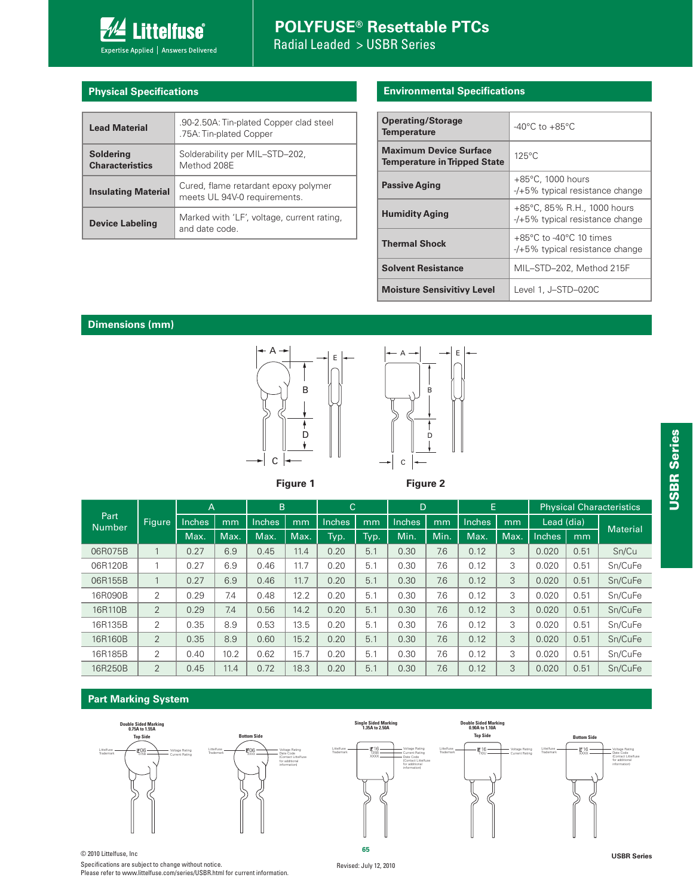# POLYFUSE® Resettable PTCs

Radial Leaded > USBR Series

## Physical Specifications

| | |
|---|---|
| **Lead Material** | .90-2.50A: Tin-plated Copper clad steel<br>.75A: Tin-plated Copper |
| **Soldering Characteristics** | Solderability per MIL–STD–202, Method 208E |
| **Insulating Material** | Cured, flame retardant epoxy polymer meets UL 94V-0 requirements. |
| **Device Labeling** | Marked with 'LF', voltage, current rating, and date code. |

## Environmental Specifications

| | |
|---|---|
| **Operating/Storage Temperature** | -40°C to +85°C |
| **Maximum Device Surface Temperature in Tripped State** | 125°C |
| **Passive Aging** | +85°C, 1000 hours<br>-/+5% typical resistance change |
| **Humidity Aging** | +85°C, 85% R.H., 1000 hours<br>-/+5% typical resistance change |
| **Thermal Shock** | +85°C to -40°C 10 times<br>-/+5% typical resistance change |
| **Solvent Resistance** | MIL–STD–202, Method 215F |
| **Moisture Sensitivitvy Level** | Level 1, J–STD–020C |

## Dimensions (mm)

Figure 1

Figure 2

| Part Number | Figure | A | | B | | C | | D | | E | | Physical Characteristics | | |
|---|---|---|---|---|---|---|---|---|---|---|---|---|---|---|
| | | Inches | mm | Inches | mm | Inches | mm | Inches | mm | Inches | mm | Lead (dia) | | Material |
| | | Max. | Max. | Max. | Max. | Typ. | Typ. | Min. | Min. | Max. | Max. | Inches | mm | |
| 06R075B | 1 | 0.27 | 6.9 | 0.45 | 11.4 | 0.20 | 5.1 | 0.30 | 7.6 | 0.12 | 3 | 0.020 | 0.51 | Sn/Cu |
| 06R120B | 1 | 0.27 | 6.9 | 0.46 | 11.7 | 0.20 | 5.1 | 0.30 | 7.6 | 0.12 | 3 | 0.020 | 0.51 | Sn/CuFe |
| 06R155B | 1 | 0.27 | 6.9 | 0.46 | 11.7 | 0.20 | 5.1 | 0.30 | 7.6 | 0.12 | 3 | 0.020 | 0.51 | Sn/CuFe |
| 16R090B | 2 | 0.29 | 7.4 | 0.48 | 12.2 | 0.20 | 5.1 | 0.30 | 7.6 | 0.12 | 3 | 0.020 | 0.51 | Sn/CuFe |
| 16R110B | 2 | 0.29 | 7.4 | 0.56 | 14.2 | 0.20 | 5.1 | 0.30 | 7.6 | 0.12 | 3 | 0.020 | 0.51 | Sn/CuFe |
| 16R135B | 2 | 0.35 | 8.9 | 0.53 | 13.5 | 0.20 | 5.1 | 0.30 | 7.6 | 0.12 | 3 | 0.020 | 0.51 | Sn/CuFe |
| 16R160B | 2 | 0.35 | 8.9 | 0.60 | 15.2 | 0.20 | 5.1 | 0.30 | 7.6 | 0.12 | 3 | 0.020 | 0.51 | Sn/CuFe |
| 16R185B | 2 | 0.40 | 10.2 | 0.62 | 15.7 | 0.20 | 5.1 | 0.30 | 7.6 | 0.12 | 3 | 0.020 | 0.51 | Sn/CuFe |
| 16R250B | 2 | 0.45 | 11.4 | 0.72 | 18.3 | 0.20 | 5.1 | 0.30 | 7.6 | 0.12 | 3 | 0.020 | 0.51 | Sn/CuFe |

## Part Marking System

Double Sided Marking 0.75A to 1.55A — Top Side: Littelfuse Trademark, Voltage Rating, Current Rating. Bottom Side: Littelfuse Trademark, Voltage Rating, Date Code (Contact Littelfuse for additional information)

Single Sided Marking 1.35A to 2.50A: Littelfuse Trademark, Voltage Rating, Current Rating, Date Code (Contact Littelfuse for additional information)

Double Sided Marking 0.90A to 1.10A — Top Side: Littelfuse Trademark, Voltage Rating, Current Rating. Bottom Side: Littelfuse Trademark, Voltage Rating, Date Code (Contact Littelfuse for additional information)

© 2010 Littelfuse, Inc

Specifications are subject to change without notice.

Please refer to www.littelfuse.com/series/USBR.html for current information.

Revised: July 12, 2010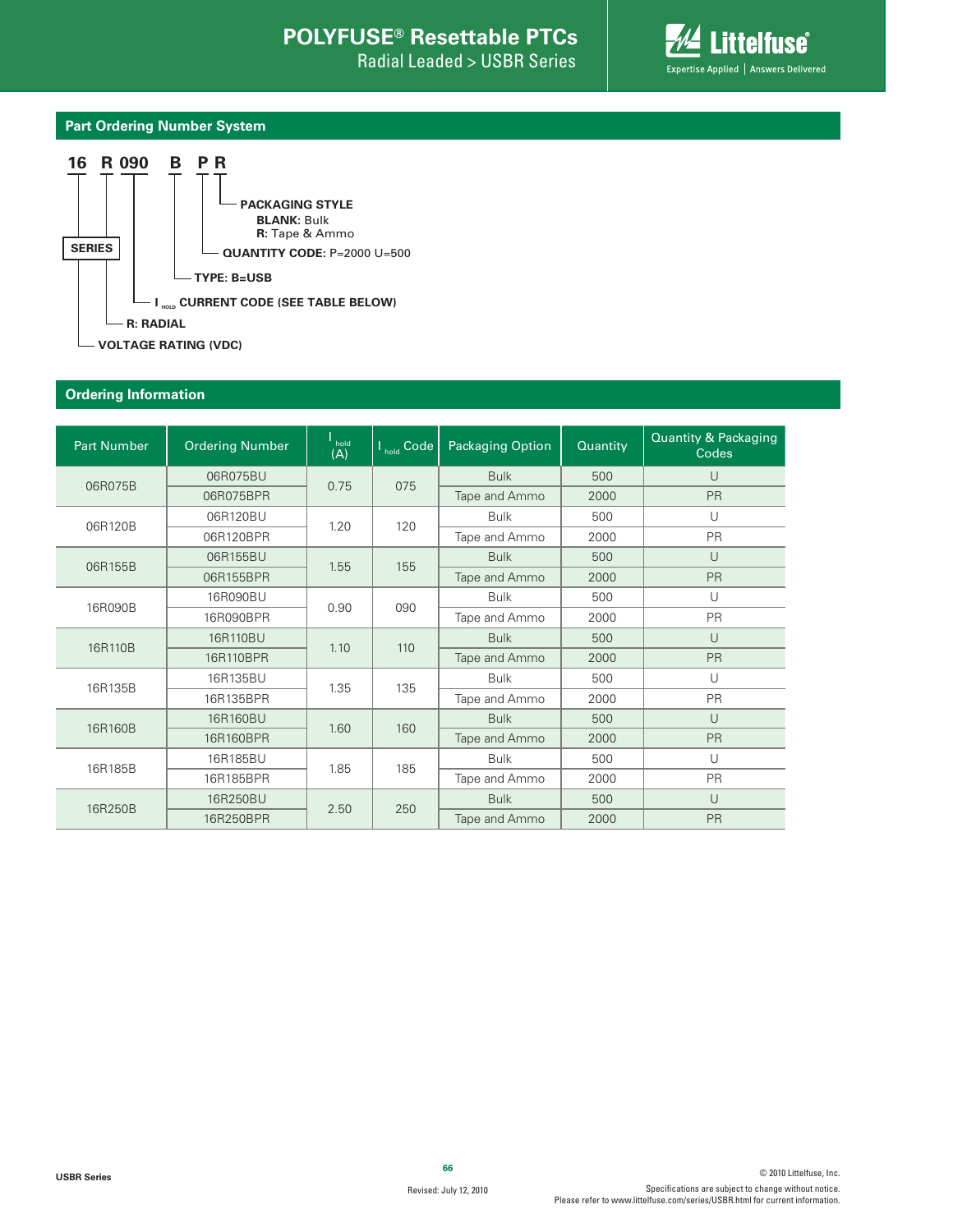## Part Ordering Number System

**16 R 090 B P R**

- **SERIES**
- **PACKAGING STYLE**
  - **BLANK:** Bulk
  - **R:** Tape & Ammo
- **QUANTITY CODE:** P=2000 U=500
- **TYPE: B=USB**
- **$I_{HOLD}$ CURRENT CODE (SEE TABLE BELOW)**
- **R: RADIAL**
- **VOLTAGE RATING (VDC)**

## Ordering Information

| Part Number | Ordering Number | $I_{hold}$ (A) | $I_{hold}$ Code | Packaging Option | Quantity | Quantity & Packaging Codes |
|---|---|---|---|---|---|---|
| 06R075B | 06R075BU | 0.75 | 075 | Bulk | 500 | U |
| | 06R075BPR | | | Tape and Ammo | 2000 | PR |
| 06R120B | 06R120BU | 1.20 | 120 | Bulk | 500 | U |
| | 06R120BPR | | | Tape and Ammo | 2000 | PR |
| 06R155B | 06R155BU | 1.55 | 155 | Bulk | 500 | U |
| | 06R155BPR | | | Tape and Ammo | 2000 | PR |
| 16R090B | 16R090BU | 0.90 | 090 | Bulk | 500 | U |
| | 16R090BPR | | | Tape and Ammo | 2000 | PR |
| 16R110B | 16R110BU | 1.10 | 110 | Bulk | 500 | U |
| | 16R110BPR | | | Tape and Ammo | 2000 | PR |
| 16R135B | 16R135BU | 1.35 | 135 | Bulk | 500 | U |
| | 16R135BPR | | | Tape and Ammo | 2000 | PR |
| 16R160B | 16R160BU | 1.60 | 160 | Bulk | 500 | U |
| | 16R160BPR | | | Tape and Ammo | 2000 | PR |
| 16R185B | 16R185BU | 1.85 | 185 | Bulk | 500 | U |
| | 16R185BPR | | | Tape and Ammo | 2000 | PR |
| 16R250B | 16R250BU | 2.50 | 250 | Bulk | 500 | U |
| | 16R250BPR | | | Tape and Ammo | 2000 | PR |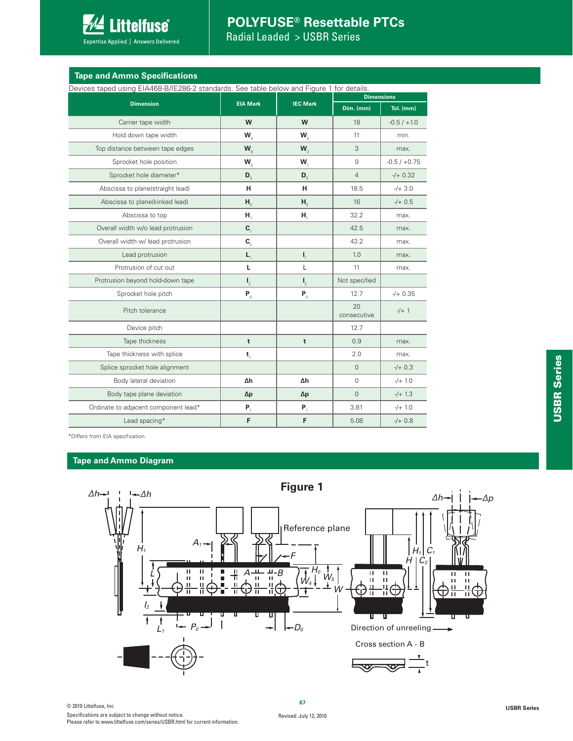## Tape and Ammo Specifications

Devices taped using EIA468-B/IE286-2 standards. See table below and Figure 1 for details.

| Dimension | EIA Mark | IEC Mark | Dimensions | |
|---|---|---|---|---|
| | | | Dim. (mm) | Tol. (mm) |
| Carrier tape width | W | W | 18 | -0.5 / +1.0 |
| Hold down tape width | $W_4$ | $W_0$ | 11 | min. |
| Top distance between tape edges | $W_6$ | $W_2$ | 3 | max. |
| Sprocket hole position | $W_5$ | $W_1$ | 9 | -0.5 / +0.75 |
| Sprocket hole diameter* | $D_0$ | $D_0$ | 4 | -/+ 0.32 |
| Abscissa to plane(straight lead) | H | H | 18.5 | -/+ 3.0 |
| Abscissa to plane(kinked lead) | $H_0$ | $H_0$ | 16 | -/+ 0.5 |
| Abscissa to top | $H_1$ | $H_1$ | 32.2 | max. |
| Overall width w/o lead protrusion | $C_1$ | | 42.5 | max. |
| Overall width w/ lead protrusion | $C_2$ | | 43.2 | max. |
| Lead protrusion | $L_1$ | $I_1$ | 1.0 | max. |
| Protrusion of cut out | L | L | 11 | max. |
| Protrusion beyond hold-down tape | $I_2$ | $I_2$ | Not specified | |
| Sprocket hole pitch | $P_0$ | $P_0$ | 12.7 | -/+ 0.35 |
| Pitch tolerance | | | 20 consecutive | -/+ 1 |
| Device pitch | | | 12.7 | |
| Tape thickness | t | t | 0.9 | max. |
| Tape thickness with splice | $t_1$ | | 2.0 | max. |
| Splice sprocket hole alignment | | | 0 | -/+ 0.3 |
| Body lateral deviation | Δh | Δh | 0 | -/+ 1.0 |
| Body tape plane deviation | Δp | Δp | 0 | -/+ 1.3 |
| Ordinate to adjacent component lead* | $P_1$ | $P_1$ | 3.81 | -/+ 1.0 |
| Lead spacing* | F | F | 5.08 | -/+ 0.8 |

*Differs from EIA specification.

## Tape and Ammo Diagram

**Figure 1**

Reference plane

Direction of unreeling

Cross section A - B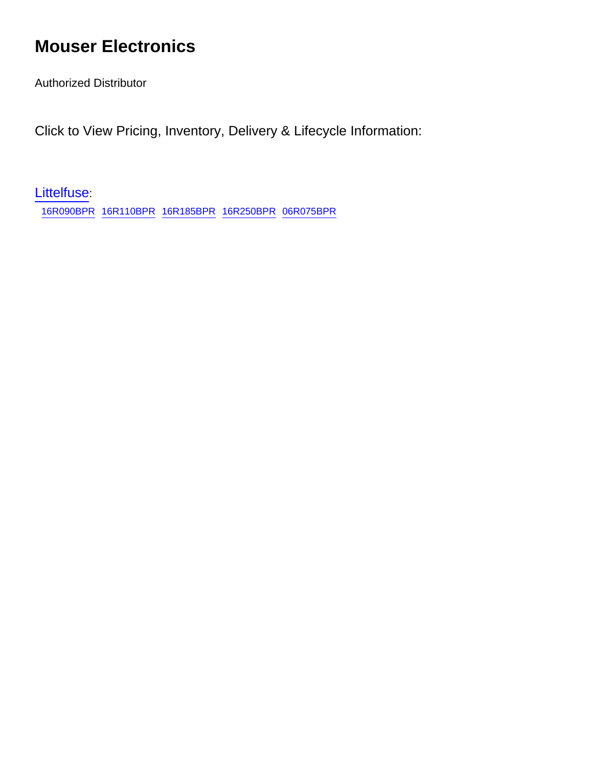# Mouser Electronics

Authorized Distributor

Click to View Pricing, Inventory, Delivery & Lifecycle Information:

Littelfuse:

16R090BPR 16R110BPR 16R185BPR 16R250BPR 06R075BPR